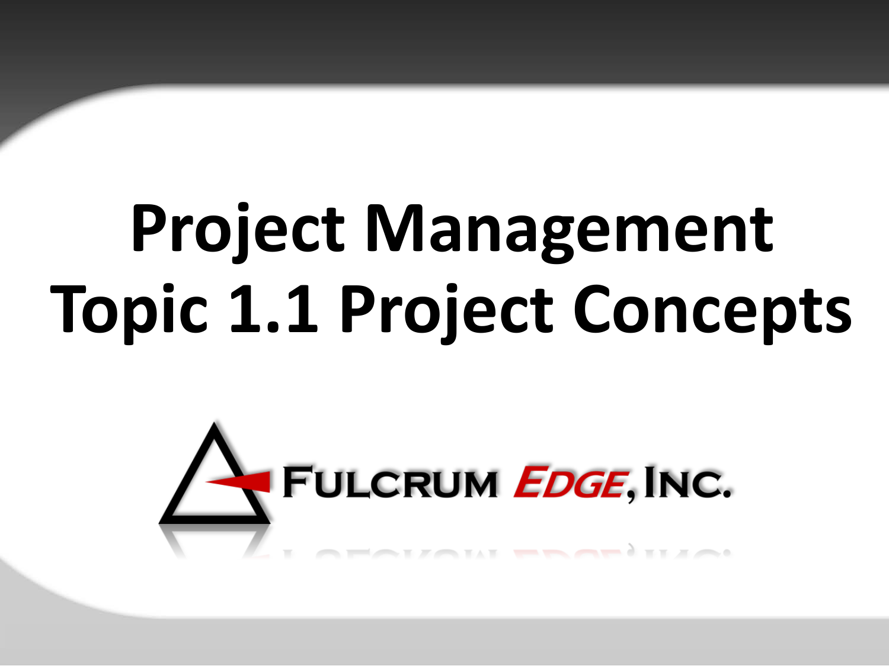# Project Management
# Topic 1.1 Project Concepts

FULCRUM EDGE, INC.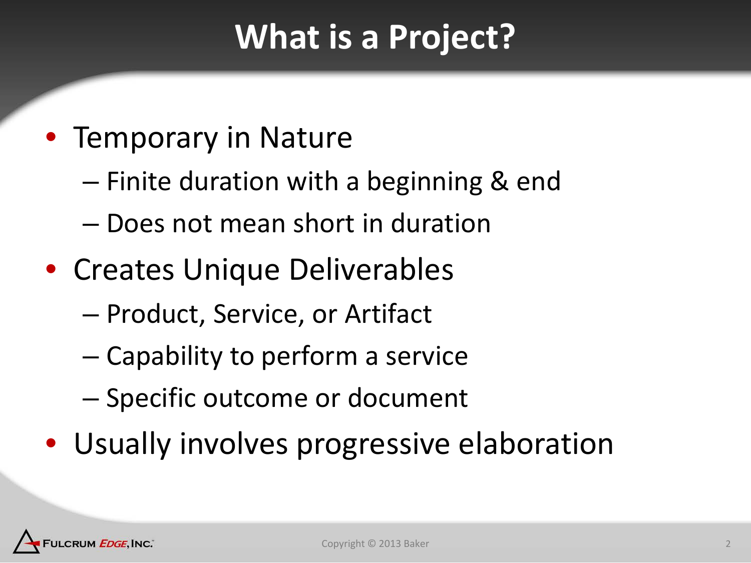# What is a Project?

- Temporary in Nature
  - Finite duration with a beginning & end
  - Does not mean short in duration
- Creates Unique Deliverables
  - Product, Service, or Artifact
  - Capability to perform a service
  - Specific outcome or document
- Usually involves progressive elaboration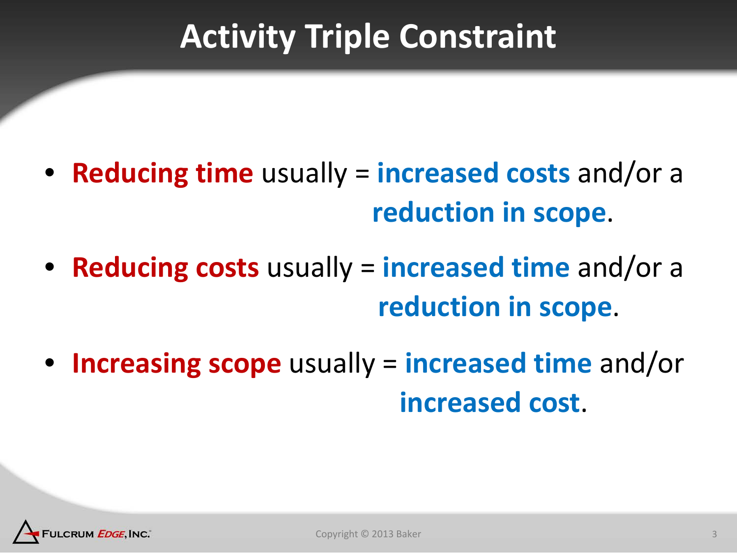# Activity Triple Constraint

- **Reducing time** usually = **increased costs** and/or a **reduction in scope**.
- **Reducing costs** usually = **increased time** and/or a **reduction in scope**.
- **Increasing scope** usually = **increased time** and/or **increased cost**.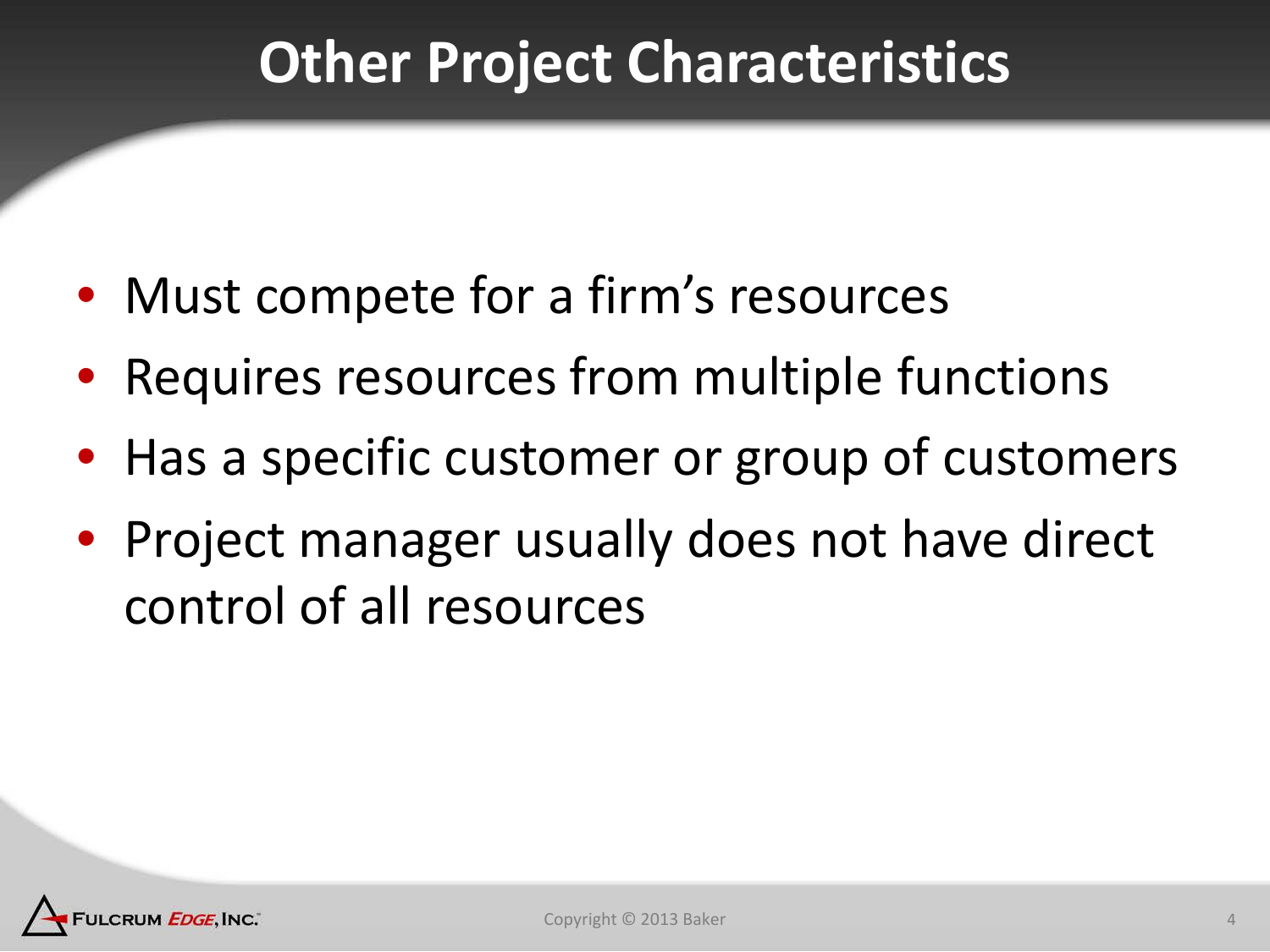# Other Project Characteristics

- Must compete for a firm's resources
- Requires resources from multiple functions
- Has a specific customer or group of customers
- Project manager usually does not have direct control of all resources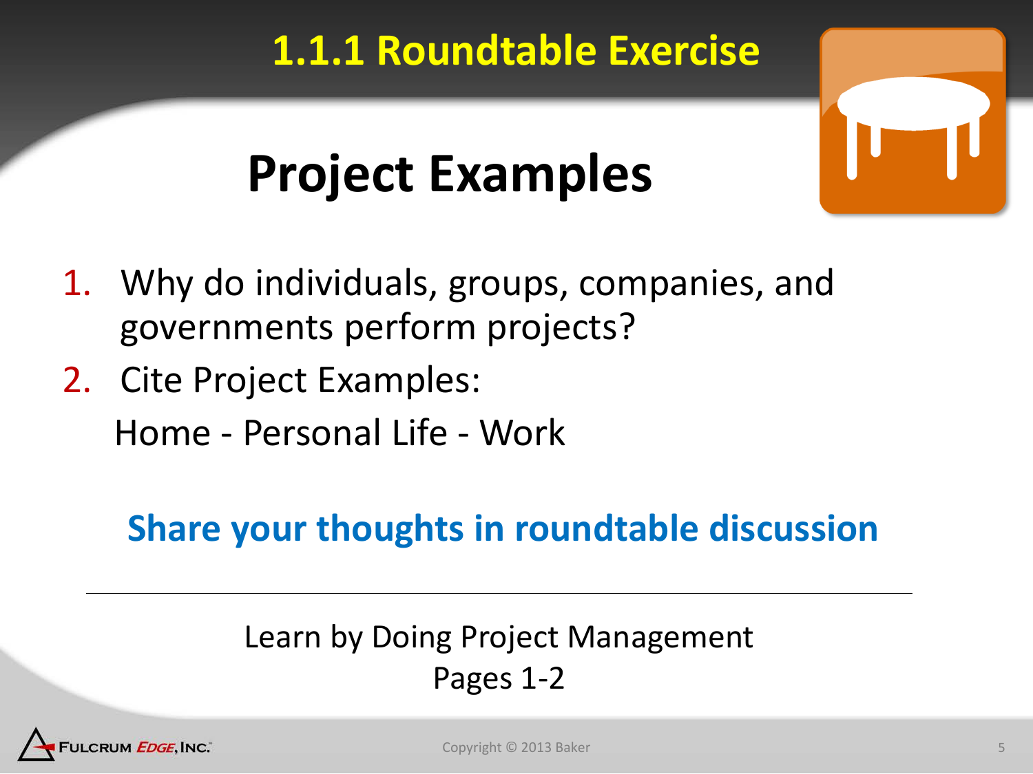## 1.1.1 Roundtable Exercise

# Project Examples

1. Why do individuals, groups, companies, and governments perform projects?
2. Cite Project Examples:

   Home - Personal Life - Work

**Share your thoughts in roundtable discussion**

---

Learn by Doing Project Management
Pages 1-2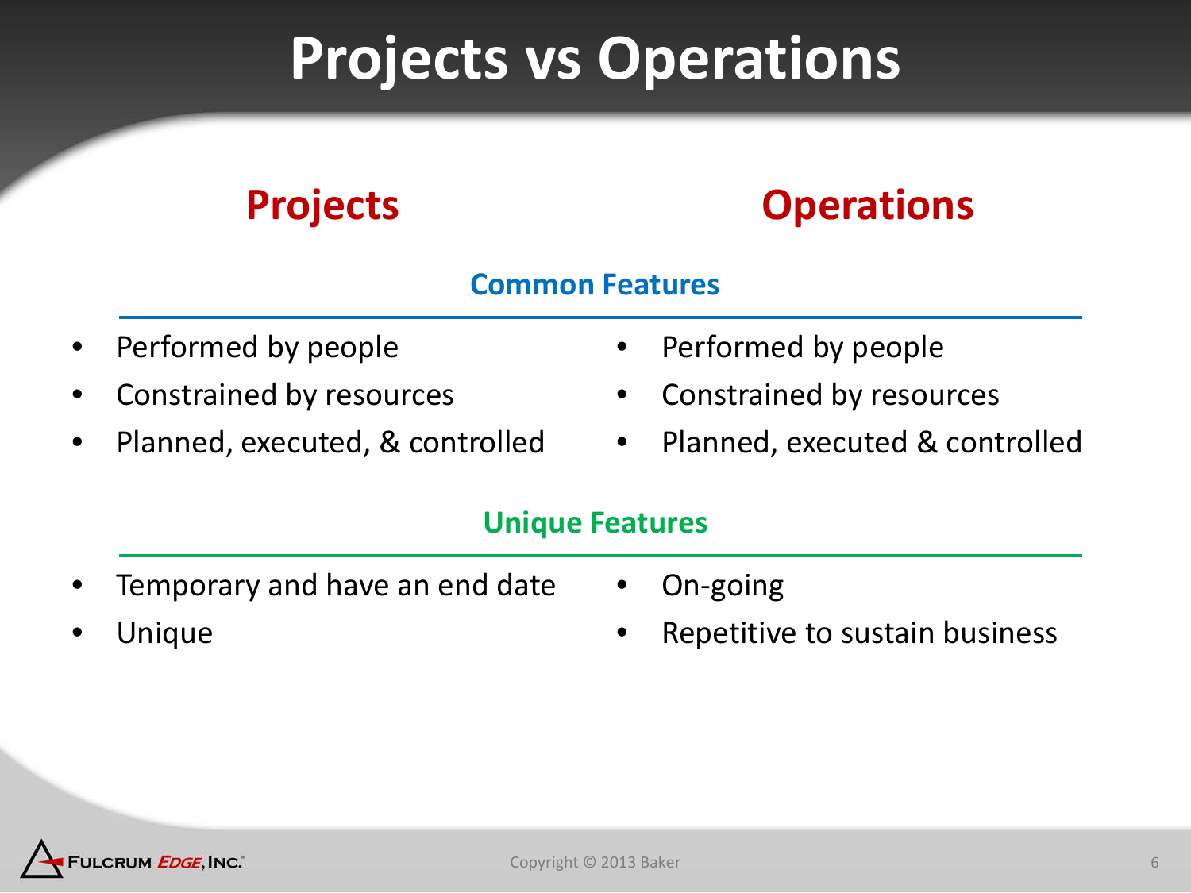# Projects vs Operations

## Projects | Operations

### Common Features

**Projects**

- Performed by people
- Constrained by resources
- Planned, executed, & controlled

**Operations**

- Performed by people
- Constrained by resources
- Planned, executed & controlled

### Unique Features

**Projects**

- Temporary and have an end date
- Unique

**Operations**

- On-going
- Repetitive to sustain business

Fulcrum *Edge*, Inc.

Copyright © 2013 Baker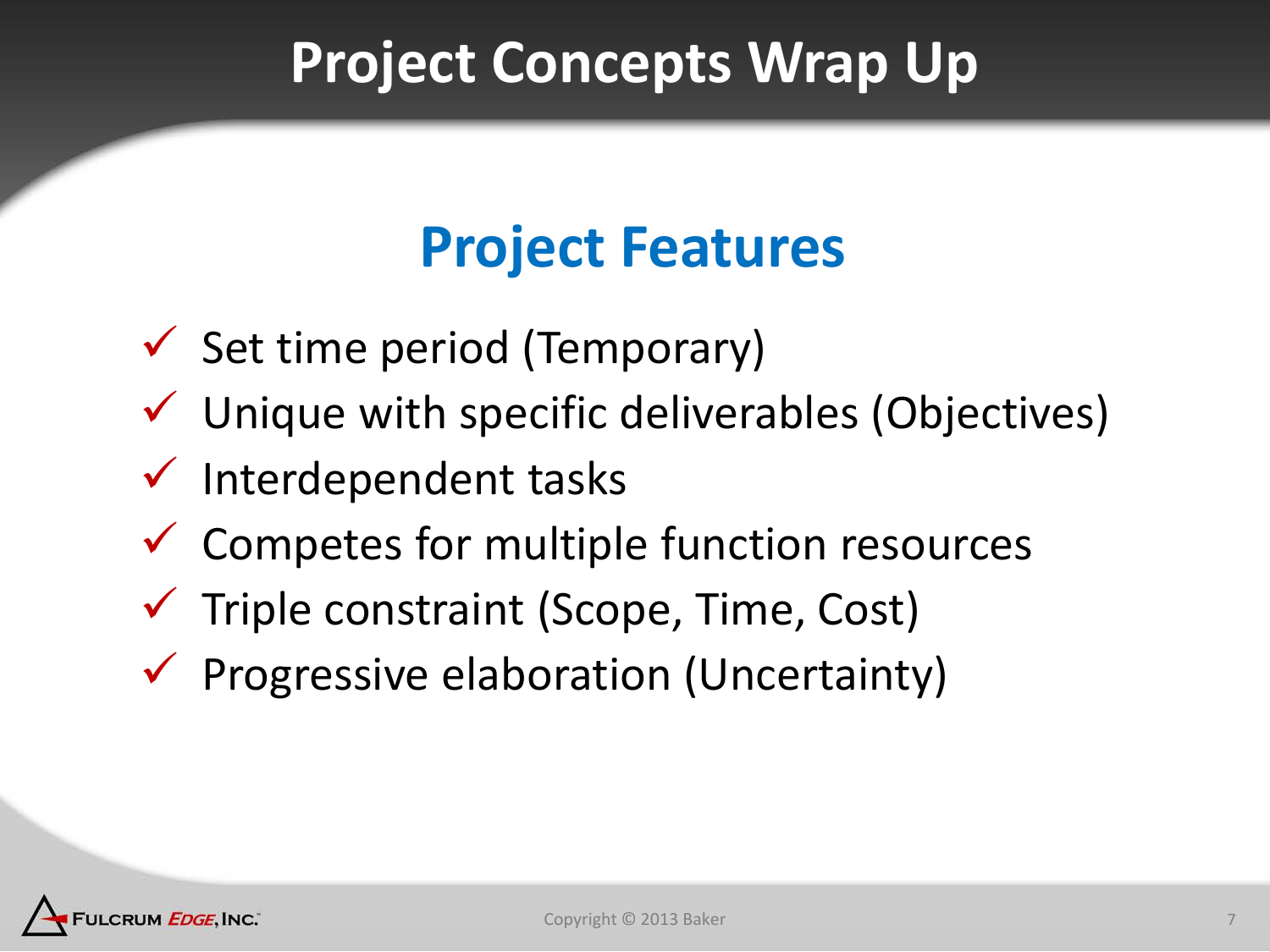# Project Concepts Wrap Up

## Project Features

- ✓ Set time period (Temporary)
- ✓ Unique with specific deliverables (Objectives)
- ✓ Interdependent tasks
- ✓ Competes for multiple function resources
- ✓ Triple constraint (Scope, Time, Cost)
- ✓ Progressive elaboration (Uncertainty)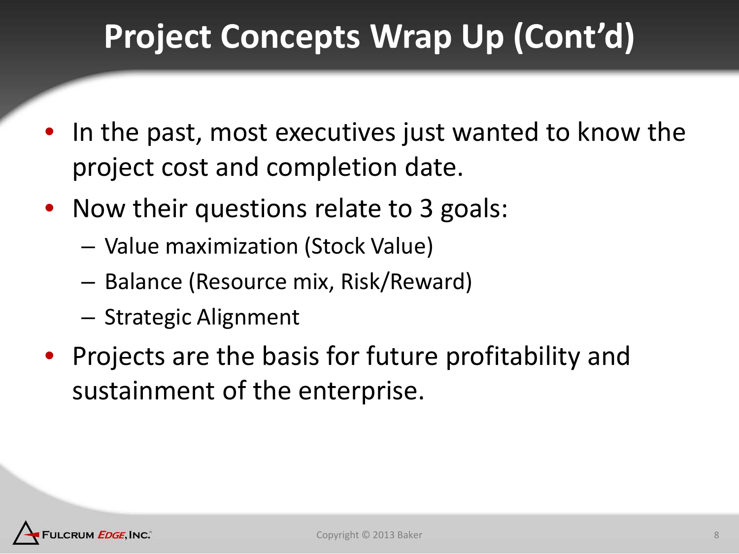# Project Concepts Wrap Up (Cont'd)

- In the past, most executives just wanted to know the project cost and completion date.
- Now their questions relate to 3 goals:
  - Value maximization (Stock Value)
  - Balance (Resource mix, Risk/Reward)
  - Strategic Alignment
- Projects are the basis for future profitability and sustainment of the enterprise.